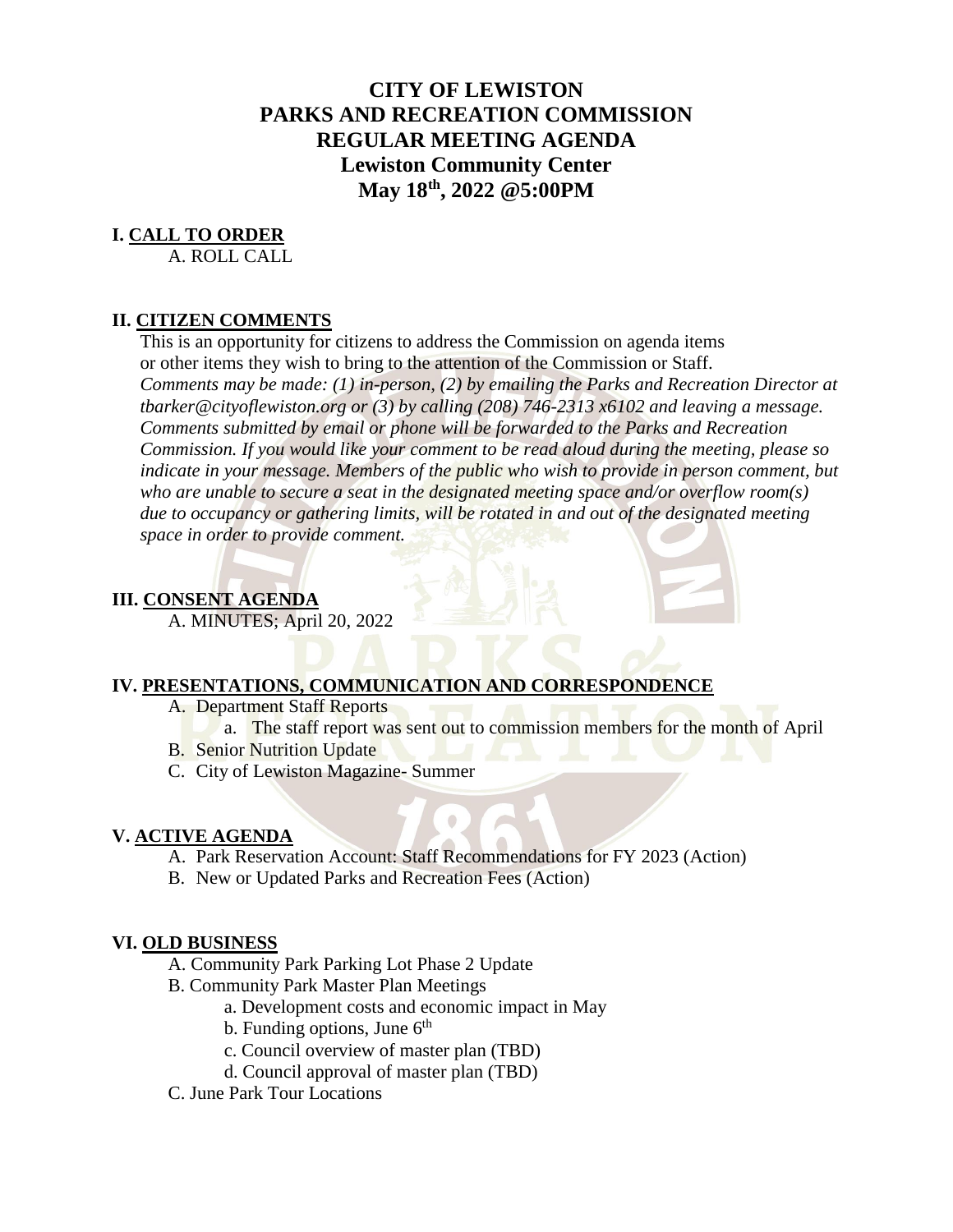# CITY OF LEWISTON
# PARKS AND RECREATION COMMISSION
# REGULAR MEETING AGENDA
## Lewiston Community Center
## May 18th, 2022 @5:00PM

**I. CALL TO ORDER**

A. ROLL CALL

**II. CITIZEN COMMENTS**

This is an opportunity for citizens to address the Commission on agenda items or other items they wish to bring to the attention of the Commission or Staff. *Comments may be made: (1) in-person, (2) by emailing the Parks and Recreation Director at tbarker@cityoflewiston.org or (3) by calling (208) 746-2313 x6102 and leaving a message. Comments submitted by email or phone will be forwarded to the Parks and Recreation Commission. If you would like your comment to be read aloud during the meeting, please so indicate in your message. Members of the public who wish to provide in person comment, but who are unable to secure a seat in the designated meeting space and/or overflow room(s) due to occupancy or gathering limits, will be rotated in and out of the designated meeting space in order to provide comment.*

**III. CONSENT AGENDA**

A. MINUTES; April 20, 2022

**IV. PRESENTATIONS, COMMUNICATION AND CORRESPONDENCE**

A. Department Staff Reports
   a. The staff report was sent out to commission members for the month of April

B. Senior Nutrition Update

C. City of Lewiston Magazine- Summer

**V. ACTIVE AGENDA**

A. Park Reservation Account: Staff Recommendations for FY 2023 (Action)

B. New or Updated Parks and Recreation Fees (Action)

**VI. OLD BUSINESS**

A. Community Park Parking Lot Phase 2 Update

B. Community Park Master Plan Meetings
   a. Development costs and economic impact in May
   b. Funding options, June 6th
   c. Council overview of master plan (TBD)
   d. Council approval of master plan (TBD)

C. June Park Tour Locations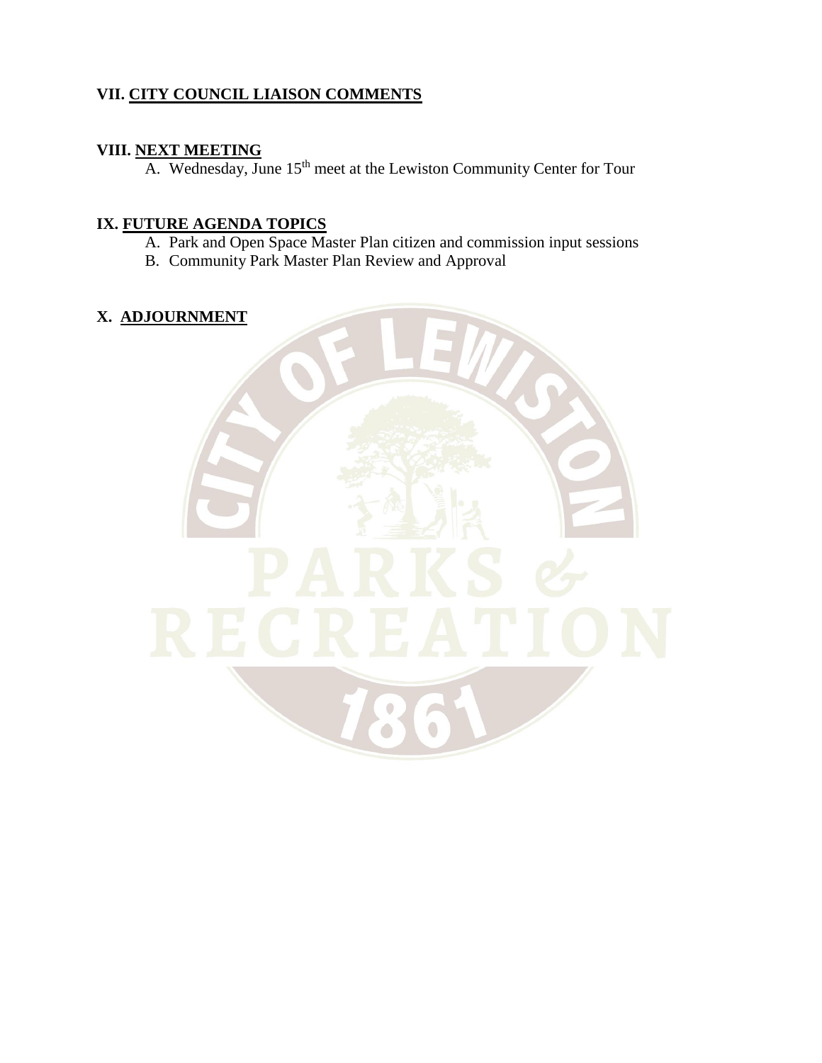## VII. CITY COUNCIL LIAISON COMMENTS

## VIII. NEXT MEETING

A. Wednesday, June 15th meet at the Lewiston Community Center for Tour

## IX. FUTURE AGENDA TOPICS

A. Park and Open Space Master Plan citizen and commission input sessions
B. Community Park Master Plan Review and Approval

## X. ADJOURNMENT